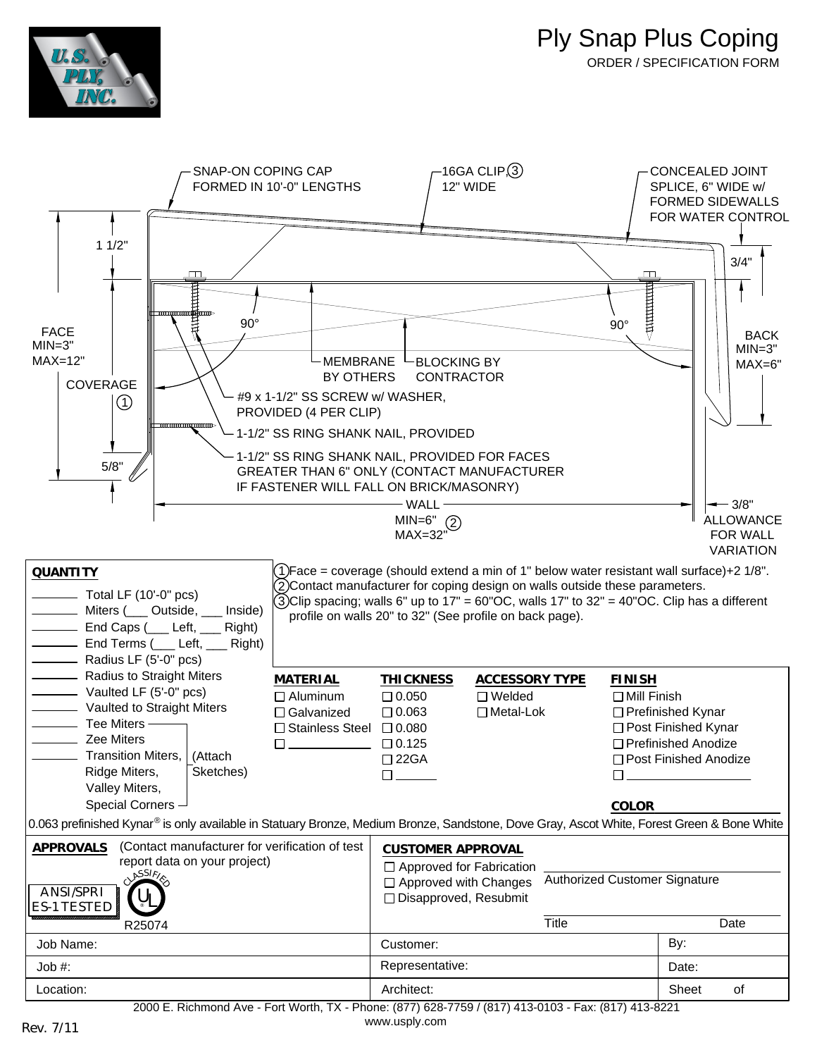# Ply Snap Plus Coping

ORDER / SPECIFICATION FORM

SNAP-ON COPING CAP FORMED IN 10'-0" LENGTHS

16GA CLIP, (3) 12" WIDE

CONCEALED JOINT SPLICE, 6" WIDE w/ FORMED SIDEWALLS FOR WATER CONTROL

1 1/2"

3/4"

90°

90°

FACE MIN=3" MAX=12"

BACK MIN=3" MAX=6"

MEMBRANE BY OTHERS

BLOCKING BY CONTRACTOR

COVERAGE (1)

#9 x 1-1/2" SS SCREW w/ WASHER, PROVIDED (4 PER CLIP)

1-1/2" SS RING SHANK NAIL, PROVIDED

5/8"

1-1/2" SS RING SHANK NAIL, PROVIDED FOR FACES GREATER THAN 6" ONLY (CONTACT MANUFACTURER IF FASTENER WILL FALL ON BRICK/MASONRY)

WALL MIN=6" MAX=32" (2)

3/8" ALLOWANCE FOR WALL VARIATION

(1) Face = coverage (should extend a min of 1" below water resistant wall surface)+2 1/8".
(2) Contact manufacturer for coping design on walls outside these parameters.
(3) Clip spacing; walls 6" up to 17" = 60"OC, walls 17" to 32" = 40"OC. Clip has a different profile on walls 20" to 32" (See profile on back page).

**QUANTITY**

- ______ Total LF (10'-0" pcs)
- ______ Miters (___ Outside, ___ Inside)
- ______ End Caps (___ Left, ___ Right)
- ______ End Terms (___ Left, ___ Right)
- ______ Radius LF (5'-0" pcs)
- ______ Radius to Straight Miters
- ______ Vaulted LF (5'-0" pcs)
- ______ Vaulted to Straight Miters
- ______ Tee Miters
- ______ Zee Miters
- ______ Transition Miters, Ridge Miters, Valley Miters, Special Corners (Attach Sketches)

| **MATERIAL** | **THICKNESS** | **ACCESSORY TYPE** | **FINISH** |
|---|---|---|---|
| ☐ Aluminum | ☐ 0.050 | ☐ Welded | ☐ Mill Finish |
| ☐ Galvanized | ☐ 0.063 | ☐ Metal-Lok | ☐ Prefinished Kynar |
| ☐ Stainless Steel | ☐ 0.080 | | ☐ Post Finished Kynar |
| ☐ ________ | ☐ 0.125 | | ☐ Prefinished Anodize |
| | ☐ 22GA | | ☐ Post Finished Anodize |
| | ☐ ______ | | ☐ ____________ |

**COLOR** ____________

0.063 prefinished Kynar® is only available in Statuary Bronze, Medium Bronze, Sandstone, Dove Gray, Ascot White, Forest Green & Bone White

**APPROVALS** (Contact manufacturer for verification of test report data on your project)

ANSI/SPRI ES-1 TESTED

UL CLASSIFIED R25074

**CUSTOMER APPROVAL**

- ☐ Approved for Fabrication
- ☐ Approved with Changes
- ☐ Disapproved, Resubmit

Authorized Customer Signature ____________

Title ____________ Date ____________

| Job Name: | Customer: | By: |
|---|---|---|
| Job #: | Representative: | Date: |
| Location: | Architect: | Sheet of |

2000 E. Richmond Ave - Fort Worth, TX - Phone: (877) 628-7759 / (817) 413-0103 - Fax: (817) 413-8221
www.usply.com

Rev. 7/11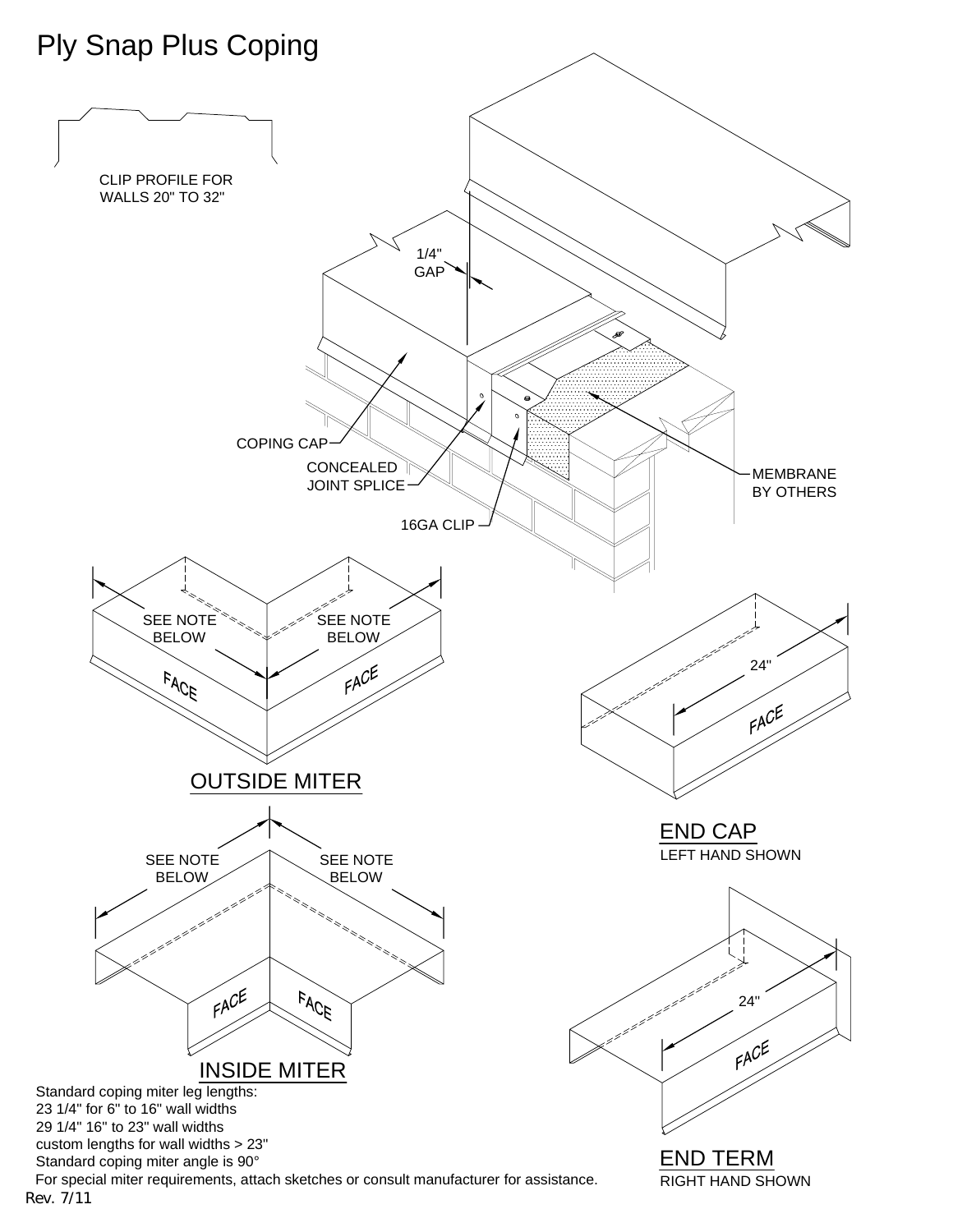# Ply Snap Plus Coping

CLIP PROFILE FOR
WALLS 20" TO 32"

1/4"
GAP

COPING CAP

CONCEALED
JOINT SPLICE

16GA CLIP

MEMBRANE
BY OTHERS

SEE NOTE
BELOW

SEE NOTE
BELOW

FACE

FACE

## OUTSIDE MITER

24"

FACE

## END CAP

LEFT HAND SHOWN

SEE NOTE
BELOW

SEE NOTE
BELOW

FACE

FACE

## INSIDE MITER

24"

FACE

## END TERM

RIGHT HAND SHOWN

Standard coping miter leg lengths:
23 1/4" for 6" to 16" wall widths
29 1/4" 16" to 23" wall widths
custom lengths for wall widths > 23"
Standard coping miter angle is 90°
For special miter requirements, attach sketches or consult manufacturer for assistance.

Rev. 7/11